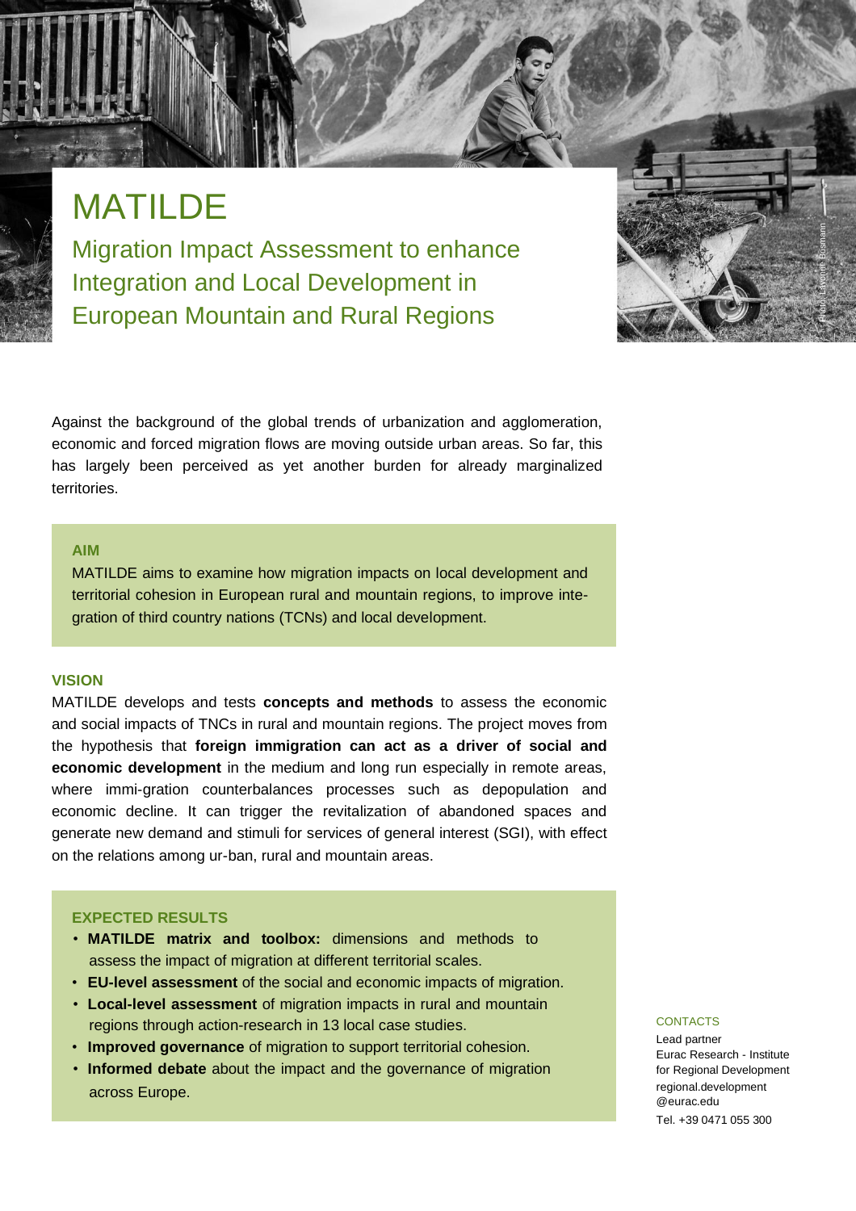# MATILDE

## Migration Impact Assessment to enhance Integration and Local Development in European Mountain and Rural Regions

Photo: Lavonne Bosmann

Against the background of the global trends of urbanization and agglomeration, economic and forced migration flows are moving outside urban areas. So far, this has largely been perceived as yet another burden for already marginalized territories.

### AIM

MATILDE aims to examine how migration impacts on local development and territorial cohesion in European rural and mountain regions, to improve inte-gration of third country nations (TCNs) and local development.

### VISION

MATILDE develops and tests **concepts and methods** to assess the economic and social impacts of TNCs in rural and mountain regions. The project moves from the hypothesis that **foreign immigration can act as a driver of social and economic development** in the medium and long run especially in remote areas, where immi-gration counterbalances processes such as depopulation and economic decline. It can trigger the revitalization of abandoned spaces and generate new demand and stimuli for services of general interest (SGI), with effect on the relations among ur-ban, rural and mountain areas.

### EXPECTED RESULTS

- **MATILDE matrix and toolbox:** dimensions and methods to assess the impact of migration at different territorial scales.
- **EU-level assessment** of the social and economic impacts of migration.
- **Local-level assessment** of migration impacts in rural and mountain regions through action-research in 13 local case studies.
- **Improved governance** of migration to support territorial cohesion.
- **Informed debate** about the impact and the governance of migration across Europe.

CONTACTS

Lead partner
Eurac Research - Institute for Regional Development
regional.development@eurac.edu
Tel. +39 0471 055 300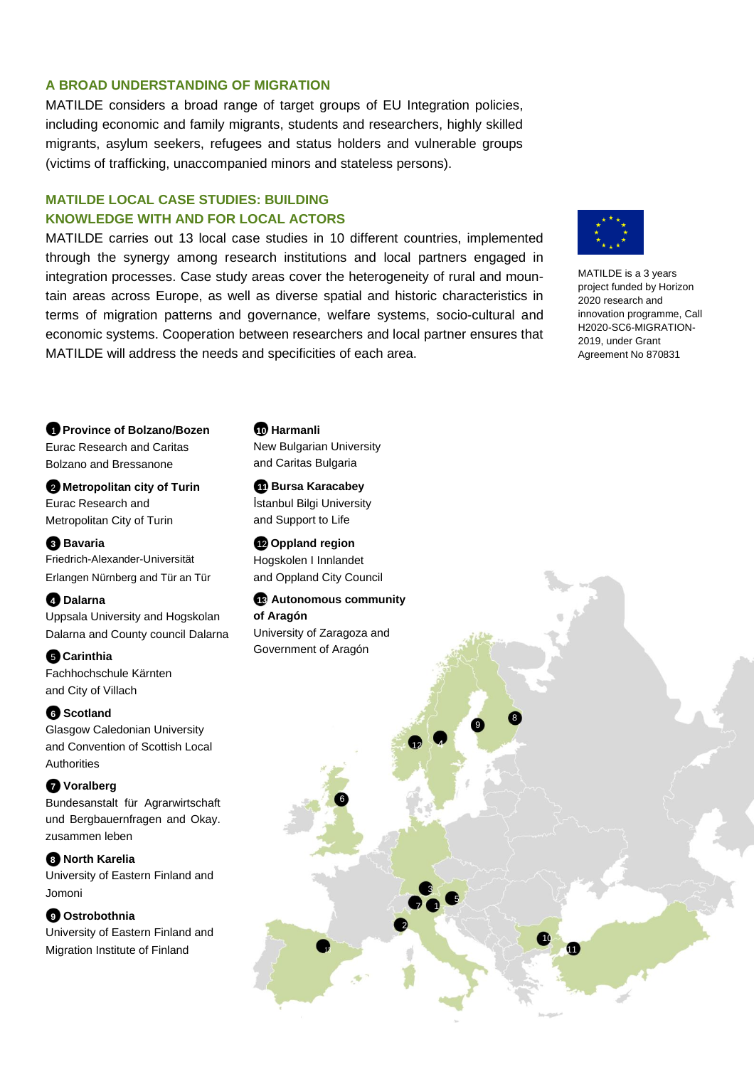## A BROAD UNDERSTANDING OF MIGRATION

MATILDE considers a broad range of target groups of EU Integration policies, including economic and family migrants, students and researchers, highly skilled migrants, asylum seekers, refugees and status holders and vulnerable groups (victims of trafficking, unaccompanied minors and stateless persons).

## MATILDE LOCAL CASE STUDIES: BUILDING KNOWLEDGE WITH AND FOR LOCAL ACTORS

MATILDE carries out 13 local case studies in 10 different countries, implemented through the synergy among research institutions and local partners engaged in integration processes. Case study areas cover the heterogeneity of rural and mountain areas across Europe, as well as diverse spatial and historic characteristics in terms of migration patterns and governance, welfare systems, socio-cultural and economic systems. Cooperation between researchers and local partner ensures that MATILDE will address the needs and specificities of each area.

MATILDE is a 3 years project funded by Horizon 2020 research and innovation programme, Call H2020-SC6-MIGRATION-2019, under Grant Agreement No 870831

**1 Province of Bolzano/Bozen**
Eurac Research and Caritas Bolzano and Bressanone

**2 Metropolitan city of Turin**
Eurac Research and Metropolitan City of Turin

**3 Bavaria**
Friedrich-Alexander-Universität Erlangen Nürnberg and Tür an Tür

**4 Dalarna**
Uppsala University and Hogskolan Dalarna and County council Dalarna

**5 Carinthia**
Fachhochschule Kärnten and City of Villach

**6 Scotland**
Glasgow Caledonian University and Convention of Scottish Local Authorities

**7 Voralberg**
Bundesanstalt für Agrarwirtschaft und Bergbauernfragen and Okay. zusammen leben

**8 North Karelia**
University of Eastern Finland and Jomoni

**9 Ostrobothnia**
University of Eastern Finland and Migration Institute of Finland

**10 Harmanli**
New Bulgarian University and Caritas Bulgaria

**11 Bursa Karacabey**
İstanbul Bilgi University and Support to Life

**12 Oppland region**
Hogskolen I Innlandet and Oppland City Council

**13 Autonomous community of Aragón**
University of Zaragoza and Government of Aragón